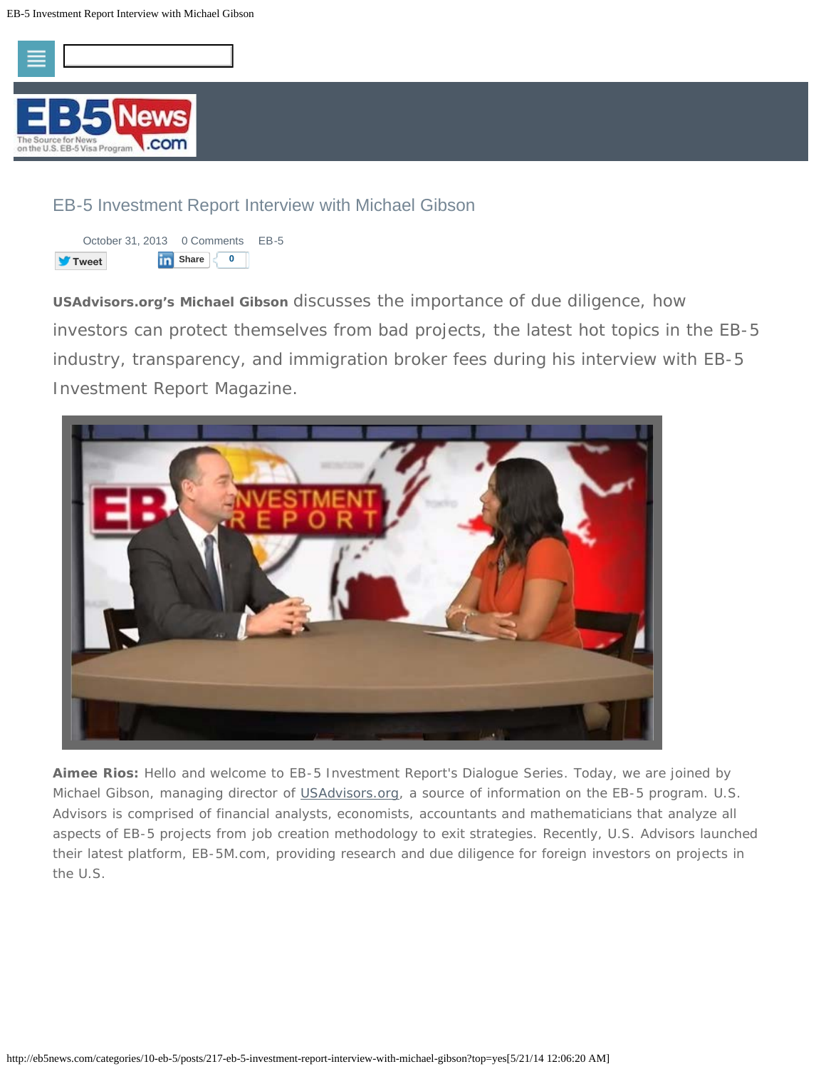# EB-5 Investment Report Interview with Michael Gibson

October 31, 2013 0 Comments EB-5

Tweet Share 0

**USAdvisors.org's Michael Gibson** discusses the importance of due diligence, how investors can protect themselves from bad projects, the latest hot topics in the EB-5 industry, transparency, and immigration broker fees during his interview with EB-5 Investment Report Magazine.

**Aimee Rios:** Hello and welcome to EB-5 Investment Report's Dialogue Series. Today, we are joined by Michael Gibson, managing director of USAdvisors.org, a source of information on the EB-5 program. U.S. Advisors is comprised of financial analysts, economists, accountants and mathematicians that analyze all aspects of EB-5 projects from job creation methodology to exit strategies. Recently, U.S. Advisors launched their latest platform, EB-5M.com, providing research and due diligence for foreign investors on projects in the U.S.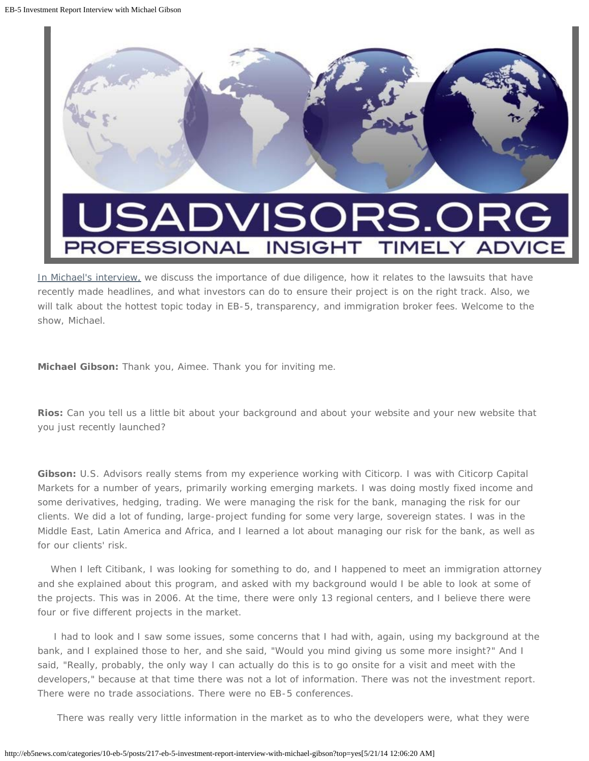In Michael's interview, we discuss the importance of due diligence, how it relates to the lawsuits that have recently made headlines, and what investors can do to ensure their project is on the right track. Also, we will talk about the hottest topic today in EB-5, transparency, and immigration broker fees. Welcome to the show, Michael.

**Michael Gibson:** Thank you, Aimee. Thank you for inviting me.

**Rios:** Can you tell us a little bit about your background and about your website and your new website that you just recently launched?

**Gibson:** U.S. Advisors really stems from my experience working with Citicorp. I was with Citicorp Capital Markets for a number of years, primarily working emerging markets. I was doing mostly fixed income and some derivatives, hedging, trading. We were managing the risk for the bank, managing the risk for our clients. We did a lot of funding, large-project funding for some very large, sovereign states. I was in the Middle East, Latin America and Africa, and I learned a lot about managing our risk for the bank, as well as for our clients' risk.

When I left Citibank, I was looking for something to do, and I happened to meet an immigration attorney and she explained about this program, and asked with my background would I be able to look at some of the projects. This was in 2006. At the time, there were only 13 regional centers, and I believe there were four or five different projects in the market.

I had to look and I saw some issues, some concerns that I had with, again, using my background at the bank, and I explained those to her, and she said, "Would you mind giving us some more insight?" And I said, "Really, probably, the only way I can actually do this is to go onsite for a visit and meet with the developers," because at that time there was not a lot of information. There was not the investment report. There were no trade associations. There were no EB-5 conferences.

There was really very little information in the market as to who the developers were, what they were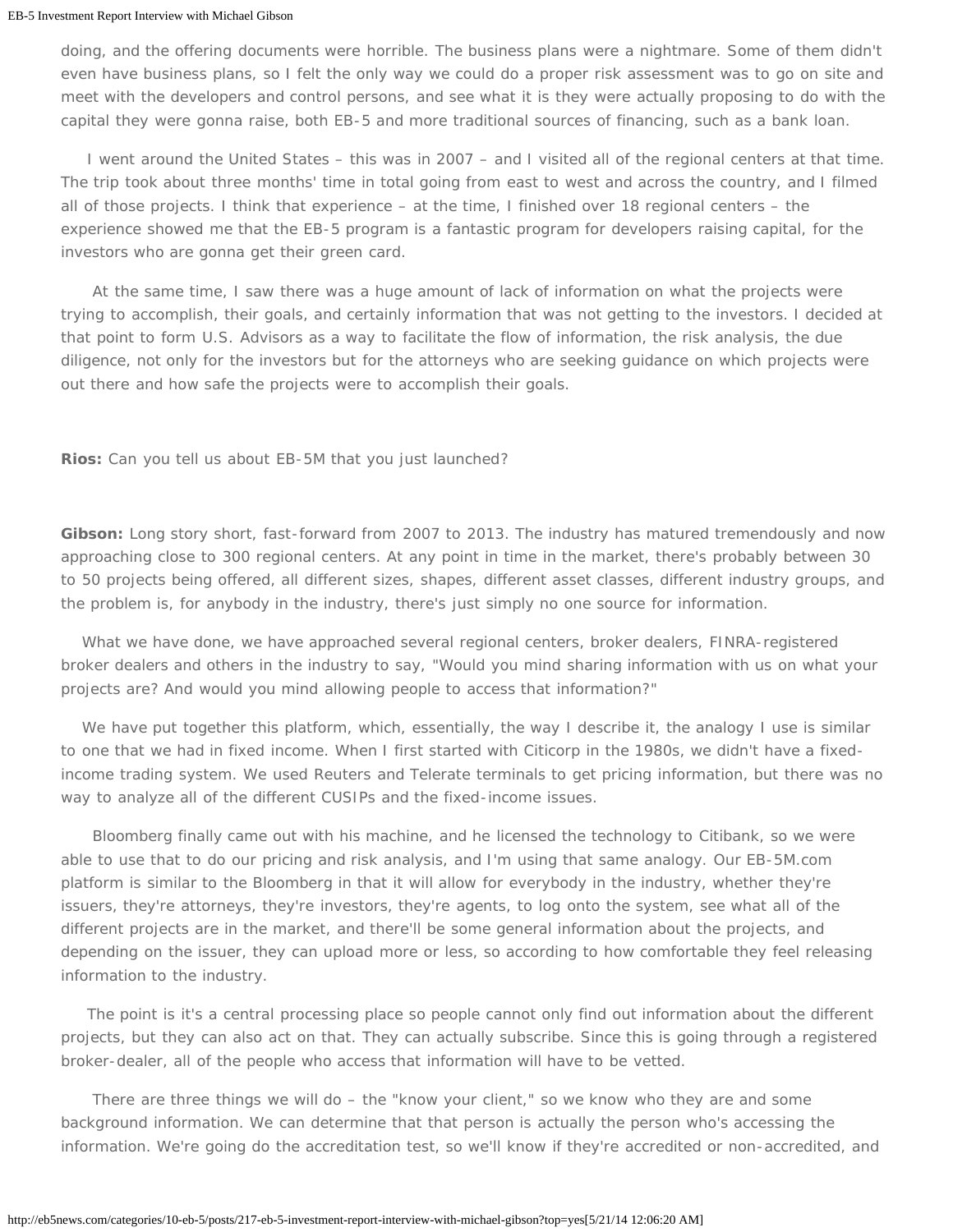doing, and the offering documents were horrible. The business plans were a nightmare. Some of them didn't even have business plans, so I felt the only way we could do a proper risk assessment was to go on site and meet with the developers and control persons, and see what it is they were actually proposing to do with the capital they were gonna raise, both EB-5 and more traditional sources of financing, such as a bank loan.

I went around the United States – this was in 2007 – and I visited all of the regional centers at that time. The trip took about three months' time in total going from east to west and across the country, and I filmed all of those projects. I think that experience – at the time, I finished over 18 regional centers – the experience showed me that the EB-5 program is a fantastic program for developers raising capital, for the investors who are gonna get their green card.

At the same time, I saw there was a huge amount of lack of information on what the projects were trying to accomplish, their goals, and certainly information that was not getting to the investors. I decided at that point to form U.S. Advisors as a way to facilitate the flow of information, the risk analysis, the due diligence, not only for the investors but for the attorneys who are seeking guidance on which projects were out there and how safe the projects were to accomplish their goals.

**Rios:** Can you tell us about EB-5M that you just launched?

**Gibson:** Long story short, fast-forward from 2007 to 2013. The industry has matured tremendously and now approaching close to 300 regional centers. At any point in time in the market, there's probably between 30 to 50 projects being offered, all different sizes, shapes, different asset classes, different industry groups, and the problem is, for anybody in the industry, there's just simply no one source for information.

What we have done, we have approached several regional centers, broker dealers, FINRA-registered broker dealers and others in the industry to say, "Would you mind sharing information with us on what your projects are? And would you mind allowing people to access that information?"

We have put together this platform, which, essentially, the way I describe it, the analogy I use is similar to one that we had in fixed income. When I first started with Citicorp in the 1980s, we didn't have a fixed-income trading system. We used Reuters and Telerate terminals to get pricing information, but there was no way to analyze all of the different CUSIPs and the fixed-income issues.

Bloomberg finally came out with his machine, and he licensed the technology to Citibank, so we were able to use that to do our pricing and risk analysis, and I'm using that same analogy. Our EB-5M.com platform is similar to the Bloomberg in that it will allow for everybody in the industry, whether they're issuers, they're attorneys, they're investors, they're agents, to log onto the system, see what all of the different projects are in the market, and there'll be some general information about the projects, and depending on the issuer, they can upload more or less, so according to how comfortable they feel releasing information to the industry.

The point is it's a central processing place so people cannot only find out information about the different projects, but they can also act on that. They can actually subscribe. Since this is going through a registered broker-dealer, all of the people who access that information will have to be vetted.

There are three things we will do – the "know your client," so we know who they are and some background information. We can determine that that person is actually the person who's accessing the information. We're going do the accreditation test, so we'll know if they're accredited or non-accredited, and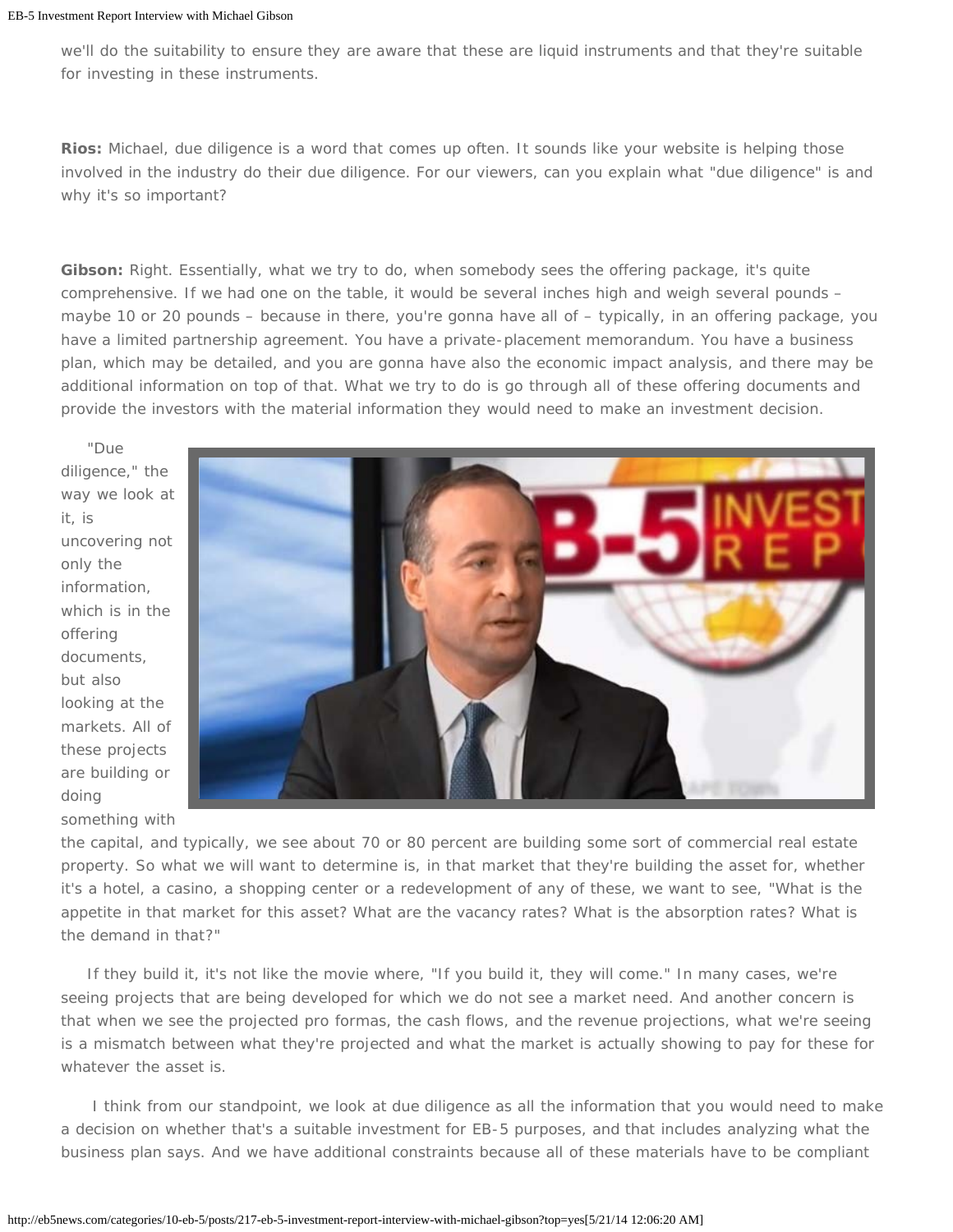we'll do the suitability to ensure they are aware that these are liquid instruments and that they're suitable for investing in these instruments.

**Rios:** Michael, due diligence is a word that comes up often. It sounds like your website is helping those involved in the industry do their due diligence. For our viewers, can you explain what "due diligence" is and why it's so important?

**Gibson:** Right. Essentially, what we try to do, when somebody sees the offering package, it's quite comprehensive. If we had one on the table, it would be several inches high and weigh several pounds – maybe 10 or 20 pounds – because in there, you're gonna have all of – typically, in an offering package, you have a limited partnership agreement. You have a private-placement memorandum. You have a business plan, which may be detailed, and you are gonna have also the economic impact analysis, and there may be additional information on top of that. What we try to do is go through all of these offering documents and provide the investors with the material information they would need to make an investment decision.

"Due diligence," the way we look at it, is uncovering not only the information, which is in the offering documents, but also looking at the markets. All of these projects are building or doing something with the capital, and typically, we see about 70 or 80 percent are building some sort of commercial real estate property. So what we will want to determine is, in that market that they're building the asset for, whether it's a hotel, a casino, a shopping center or a redevelopment of any of these, we want to see, "What is the appetite in that market for this asset? What are the vacancy rates? What is the absorption rates? What is the demand in that?"

If they build it, it's not like the movie where, "If you build it, they will come." In many cases, we're seeing projects that are being developed for which we do not see a market need. And another concern is that when we see the projected pro formas, the cash flows, and the revenue projections, what we're seeing is a mismatch between what they're projected and what the market is actually showing to pay for these for whatever the asset is.

I think from our standpoint, we look at due diligence as all the information that you would need to make a decision on whether that's a suitable investment for EB-5 purposes, and that includes analyzing what the business plan says. And we have additional constraints because all of these materials have to be compliant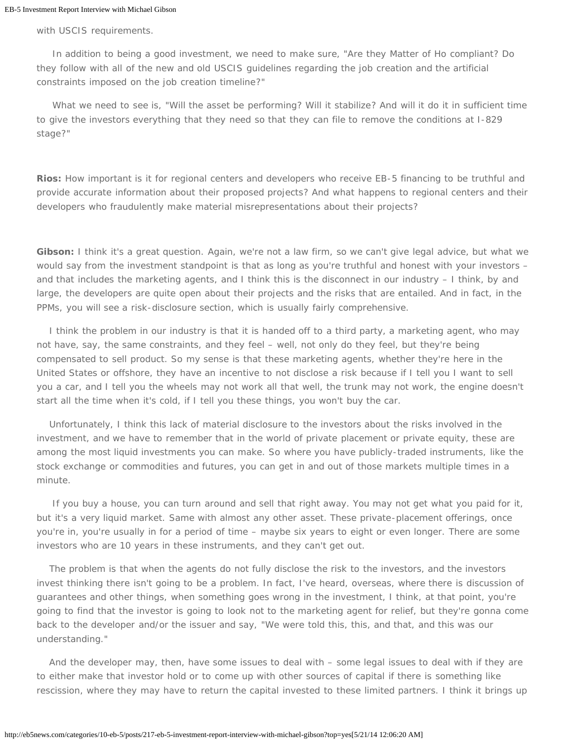with USCIS requirements.

In addition to being a good investment, we need to make sure, "Are they Matter of Ho compliant? Do they follow with all of the new and old USCIS guidelines regarding the job creation and the artificial constraints imposed on the job creation timeline?"

What we need to see is, "Will the asset be performing? Will it stabilize? And will it do it in sufficient time to give the investors everything that they need so that they can file to remove the conditions at I-829 stage?"

**Rios:** How important is it for regional centers and developers who receive EB-5 financing to be truthful and provide accurate information about their proposed projects? And what happens to regional centers and their developers who fraudulently make material misrepresentations about their projects?

**Gibson:** I think it's a great question. Again, we're not a law firm, so we can't give legal advice, but what we would say from the investment standpoint is that as long as you're truthful and honest with your investors – and that includes the marketing agents, and I think this is the disconnect in our industry – I think, by and large, the developers are quite open about their projects and the risks that are entailed. And in fact, in the PPMs, you will see a risk-disclosure section, which is usually fairly comprehensive.

I think the problem in our industry is that it is handed off to a third party, a marketing agent, who may not have, say, the same constraints, and they feel – well, not only do they feel, but they're being compensated to sell product. So my sense is that these marketing agents, whether they're here in the United States or offshore, they have an incentive to not disclose a risk because if I tell you I want to sell you a car, and I tell you the wheels may not work all that well, the trunk may not work, the engine doesn't start all the time when it's cold, if I tell you these things, you won't buy the car.

Unfortunately, I think this lack of material disclosure to the investors about the risks involved in the investment, and we have to remember that in the world of private placement or private equity, these are among the most liquid investments you can make. So where you have publicly-traded instruments, like the stock exchange or commodities and futures, you can get in and out of those markets multiple times in a minute.

If you buy a house, you can turn around and sell that right away. You may not get what you paid for it, but it's a very liquid market. Same with almost any other asset. These private-placement offerings, once you're in, you're usually in for a period of time – maybe six years to eight or even longer. There are some investors who are 10 years in these instruments, and they can't get out.

The problem is that when the agents do not fully disclose the risk to the investors, and the investors invest thinking there isn't going to be a problem. In fact, I've heard, overseas, where there is discussion of guarantees and other things, when something goes wrong in the investment, I think, at that point, you're going to find that the investor is going to look not to the marketing agent for relief, but they're gonna come back to the developer and/or the issuer and say, "We were told this, this, and that, and this was our understanding."

And the developer may, then, have some issues to deal with – some legal issues to deal with if they are to either make that investor hold or to come up with other sources of capital if there is something like rescission, where they may have to return the capital invested to these limited partners. I think it brings up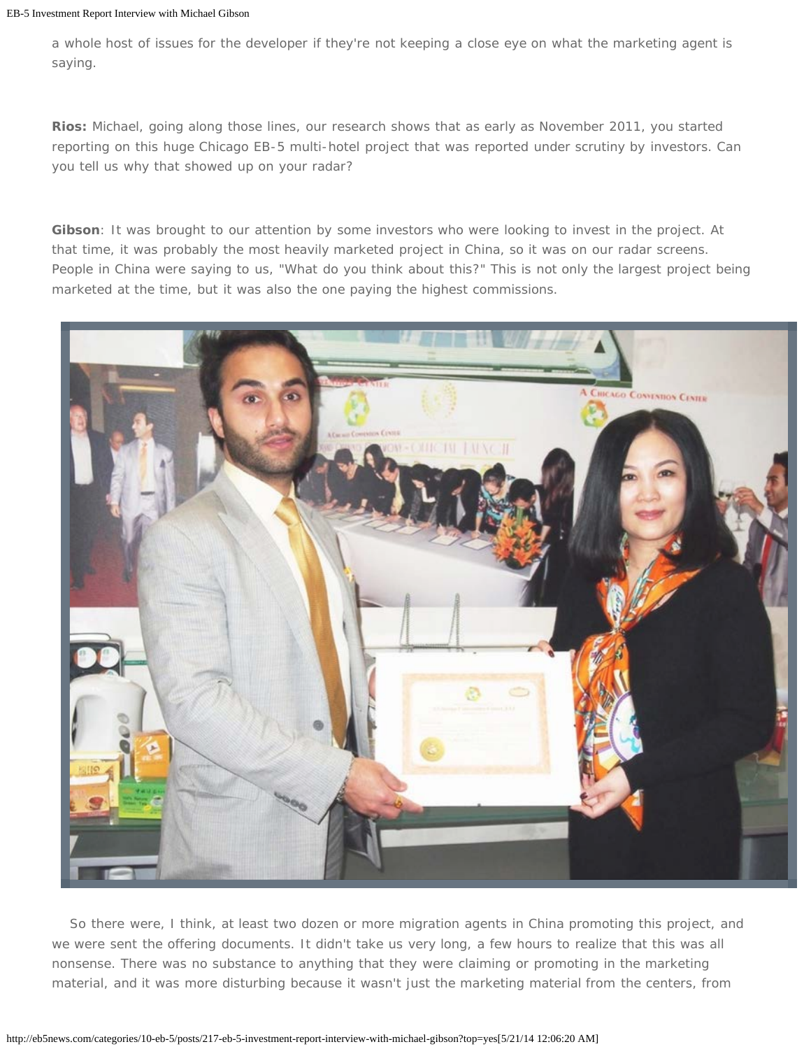a whole host of issues for the developer if they're not keeping a close eye on what the marketing agent is saying.

**Rios:** Michael, going along those lines, our research shows that as early as November 2011, you started reporting on this huge Chicago EB-5 multi-hotel project that was reported under scrutiny by investors. Can you tell us why that showed up on your radar?

**Gibson**: It was brought to our attention by some investors who were looking to invest in the project. At that time, it was probably the most heavily marketed project in China, so it was on our radar screens. People in China were saying to us, "What do you think about this?" This is not only the largest project being marketed at the time, but it was also the one paying the highest commissions.

So there were, I think, at least two dozen or more migration agents in China promoting this project, and we were sent the offering documents. It didn't take us very long, a few hours to realize that this was all nonsense. There was no substance to anything that they were claiming or promoting in the marketing material, and it was more disturbing because it wasn't just the marketing material from the centers, from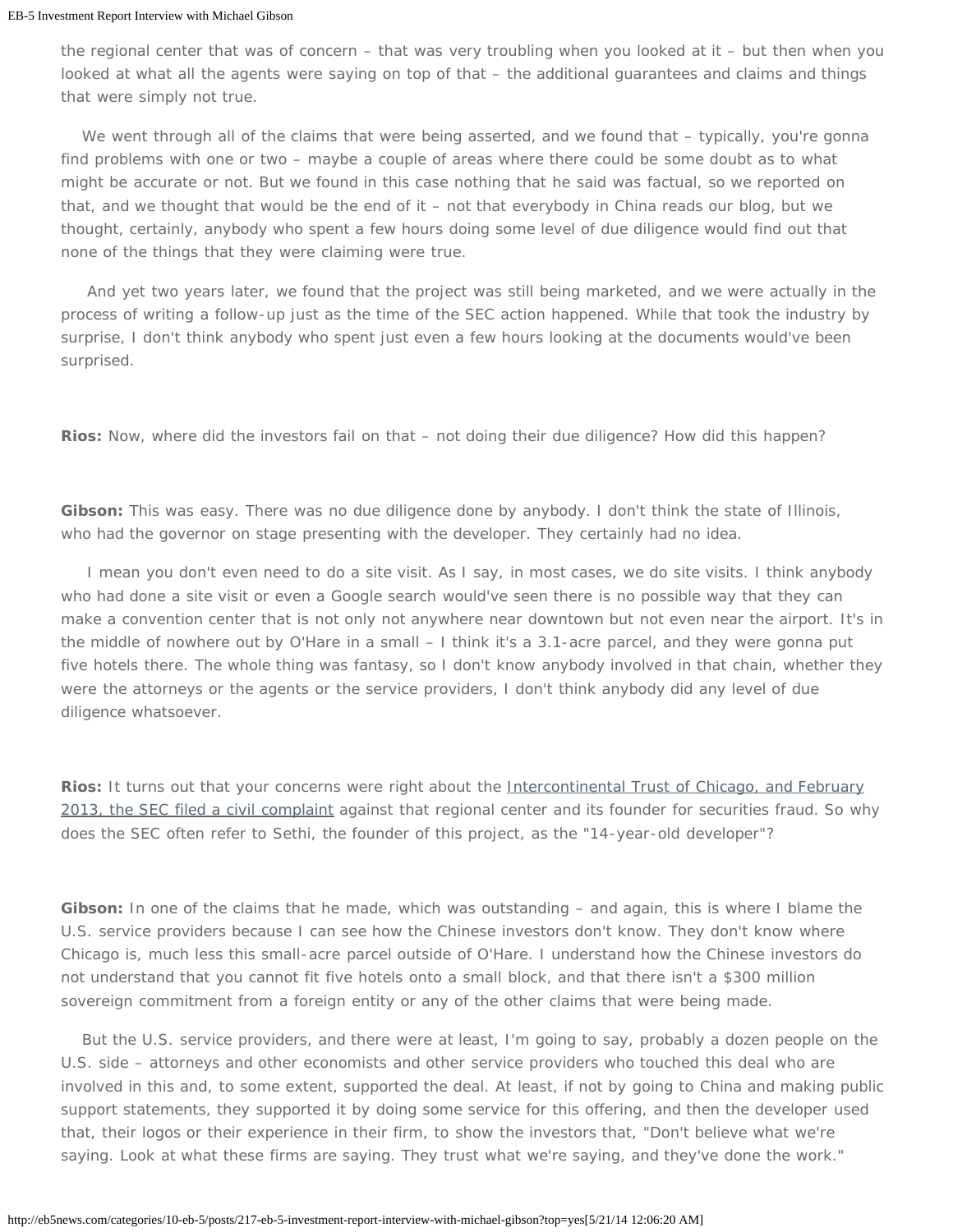the regional center that was of concern – that was very troubling when you looked at it – but then when you looked at what all the agents were saying on top of that – the additional guarantees and claims and things that were simply not true.

We went through all of the claims that were being asserted, and we found that – typically, you're gonna find problems with one or two – maybe a couple of areas where there could be some doubt as to what might be accurate or not. But we found in this case nothing that he said was factual, so we reported on that, and we thought that would be the end of it – not that everybody in China reads our blog, but we thought, certainly, anybody who spent a few hours doing some level of due diligence would find out that none of the things that they were claiming were true.

And yet two years later, we found that the project was still being marketed, and we were actually in the process of writing a follow-up just as the time of the SEC action happened. While that took the industry by surprise, I don't think anybody who spent just even a few hours looking at the documents would've been surprised.

**Rios:** Now, where did the investors fail on that – not doing their due diligence? How did this happen?

**Gibson:** This was easy. There was no due diligence done by anybody. I don't think the state of Illinois, who had the governor on stage presenting with the developer. They certainly had no idea.

I mean you don't even need to do a site visit. As I say, in most cases, we do site visits. I think anybody who had done a site visit or even a Google search would've seen there is no possible way that they can make a convention center that is not only not anywhere near downtown but not even near the airport. It's in the middle of nowhere out by O'Hare in a small – I think it's a 3.1-acre parcel, and they were gonna put five hotels there. The whole thing was fantasy, so I don't know anybody involved in that chain, whether they were the attorneys or the agents or the service providers, I don't think anybody did any level of due diligence whatsoever.

**Rios:** It turns out that your concerns were right about the Intercontinental Trust of Chicago, and February 2013, the SEC filed a civil complaint against that regional center and its founder for securities fraud. So why does the SEC often refer to Sethi, the founder of this project, as the "14-year-old developer"?

**Gibson:** In one of the claims that he made, which was outstanding – and again, this is where I blame the U.S. service providers because I can see how the Chinese investors don't know. They don't know where Chicago is, much less this small-acre parcel outside of O'Hare. I understand how the Chinese investors do not understand that you cannot fit five hotels onto a small block, and that there isn't a $300 million sovereign commitment from a foreign entity or any of the other claims that were being made.

But the U.S. service providers, and there were at least, I'm going to say, probably a dozen people on the U.S. side – attorneys and other economists and other service providers who touched this deal who are involved in this and, to some extent, supported the deal. At least, if not by going to China and making public support statements, they supported it by doing some service for this offering, and then the developer used that, their logos or their experience in their firm, to show the investors that, "Don't believe what we're saying. Look at what these firms are saying. They trust what we're saying, and they've done the work."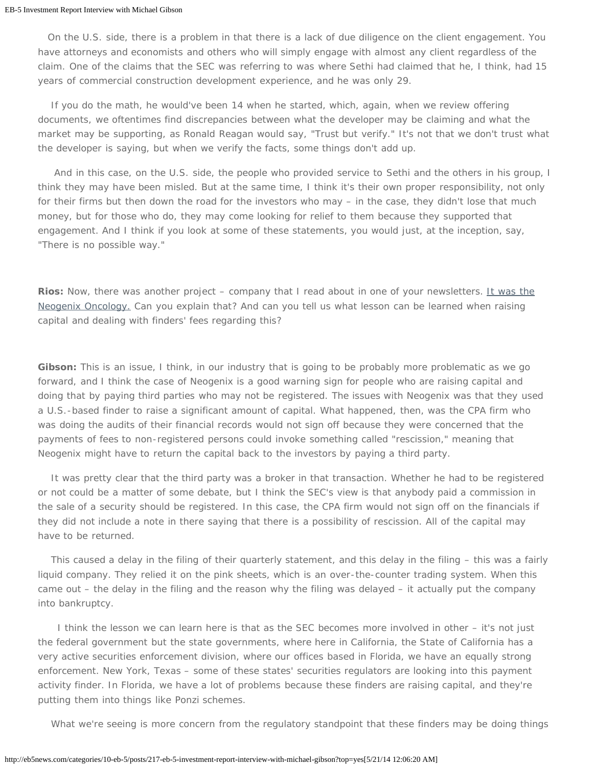On the U.S. side, there is a problem in that there is a lack of due diligence on the client engagement. You have attorneys and economists and others who will simply engage with almost any client regardless of the claim. One of the claims that the SEC was referring to was where Sethi had claimed that he, I think, had 15 years of commercial construction development experience, and he was only 29.

If you do the math, he would've been 14 when he started, which, again, when we review offering documents, we oftentimes find discrepancies between what the developer may be claiming and what the market may be supporting, as Ronald Reagan would say, "Trust but verify." It's not that we don't trust what the developer is saying, but when we verify the facts, some things don't add up.

And in this case, on the U.S. side, the people who provided service to Sethi and the others in his group, I think they may have been misled. But at the same time, I think it's their own proper responsibility, not only for their firms but then down the road for the investors who may – in the case, they didn't lose that much money, but for those who do, they may come looking for relief to them because they supported that engagement. And I think if you look at some of these statements, you would just, at the inception, say, "There is no possible way."

**Rios:** Now, there was another project – company that I read about in one of your newsletters. It was the Neogenix Oncology. Can you explain that? And can you tell us what lesson can be learned when raising capital and dealing with finders' fees regarding this?

**Gibson:** This is an issue, I think, in our industry that is going to be probably more problematic as we go forward, and I think the case of Neogenix is a good warning sign for people who are raising capital and doing that by paying third parties who may not be registered. The issues with Neogenix was that they used a U.S.-based finder to raise a significant amount of capital. What happened, then, was the CPA firm who was doing the audits of their financial records would not sign off because they were concerned that the payments of fees to non-registered persons could invoke something called "rescission," meaning that Neogenix might have to return the capital back to the investors by paying a third party.

It was pretty clear that the third party was a broker in that transaction. Whether he had to be registered or not could be a matter of some debate, but I think the SEC's view is that anybody paid a commission in the sale of a security should be registered. In this case, the CPA firm would not sign off on the financials if they did not include a note in there saying that there is a possibility of rescission. All of the capital may have to be returned.

This caused a delay in the filing of their quarterly statement, and this delay in the filing – this was a fairly liquid company. They relied it on the pink sheets, which is an over-the-counter trading system. When this came out – the delay in the filing and the reason why the filing was delayed – it actually put the company into bankruptcy.

I think the lesson we can learn here is that as the SEC becomes more involved in other – it's not just the federal government but the state governments, where here in California, the State of California has a very active securities enforcement division, where our offices based in Florida, we have an equally strong enforcement. New York, Texas – some of these states' securities regulators are looking into this payment activity finder. In Florida, we have a lot of problems because these finders are raising capital, and they're putting them into things like Ponzi schemes.

What we're seeing is more concern from the regulatory standpoint that these finders may be doing things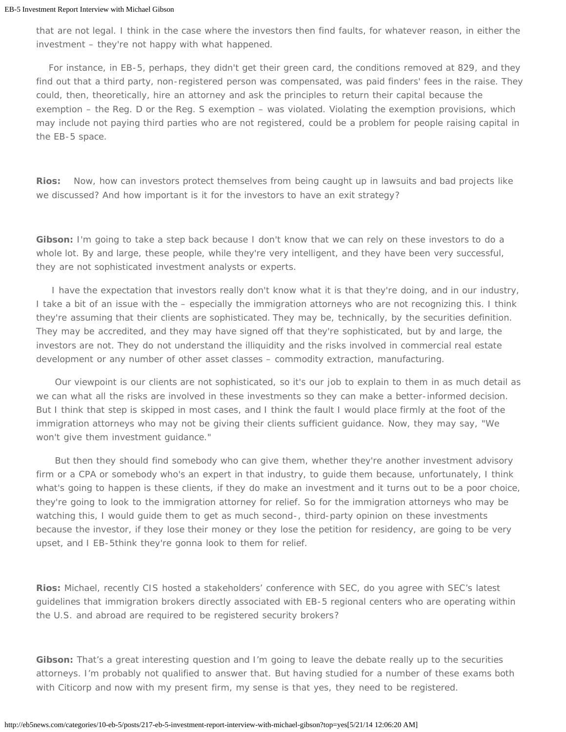that are not legal. I think in the case where the investors then find faults, for whatever reason, in either the investment – they're not happy with what happened.

For instance, in EB-5, perhaps, they didn't get their green card, the conditions removed at 829, and they find out that a third party, non-registered person was compensated, was paid finders' fees in the raise. They could, then, theoretically, hire an attorney and ask the principles to return their capital because the exemption – the Reg. D or the Reg. S exemption – was violated. Violating the exemption provisions, which may include not paying third parties who are not registered, could be a problem for people raising capital in the EB-5 space.

**Rios:** Now, how can investors protect themselves from being caught up in lawsuits and bad projects like we discussed? And how important is it for the investors to have an exit strategy?

**Gibson:** I'm going to take a step back because I don't know that we can rely on these investors to do a whole lot. By and large, these people, while they're very intelligent, and they have been very successful, they are not sophisticated investment analysts or experts.

I have the expectation that investors really don't know what it is that they're doing, and in our industry, I take a bit of an issue with the – especially the immigration attorneys who are not recognizing this. I think they're assuming that their clients are sophisticated. They may be, technically, by the securities definition. They may be accredited, and they may have signed off that they're sophisticated, but by and large, the investors are not. They do not understand the illiquidity and the risks involved in commercial real estate development or any number of other asset classes – commodity extraction, manufacturing.

Our viewpoint is our clients are not sophisticated, so it's our job to explain to them in as much detail as we can what all the risks are involved in these investments so they can make a better-informed decision. But I think that step is skipped in most cases, and I think the fault I would place firmly at the foot of the immigration attorneys who may not be giving their clients sufficient guidance. Now, they may say, "We won't give them investment guidance."

But then they should find somebody who can give them, whether they're another investment advisory firm or a CPA or somebody who's an expert in that industry, to guide them because, unfortunately, I think what's going to happen is these clients, if they do make an investment and it turns out to be a poor choice, they're going to look to the immigration attorney for relief. So for the immigration attorneys who may be watching this, I would guide them to get as much second-, third-party opinion on these investments because the investor, if they lose their money or they lose the petition for residency, are going to be very upset, and I EB-5think they're gonna look to them for relief.

**Rios:** Michael, recently CIS hosted a stakeholders' conference with SEC, do you agree with SEC's latest guidelines that immigration brokers directly associated with EB-5 regional centers who are operating within the U.S. and abroad are required to be registered security brokers?

**Gibson:** That's a great interesting question and I'm going to leave the debate really up to the securities attorneys. I'm probably not qualified to answer that. But having studied for a number of these exams both with Citicorp and now with my present firm, my sense is that yes, they need to be registered.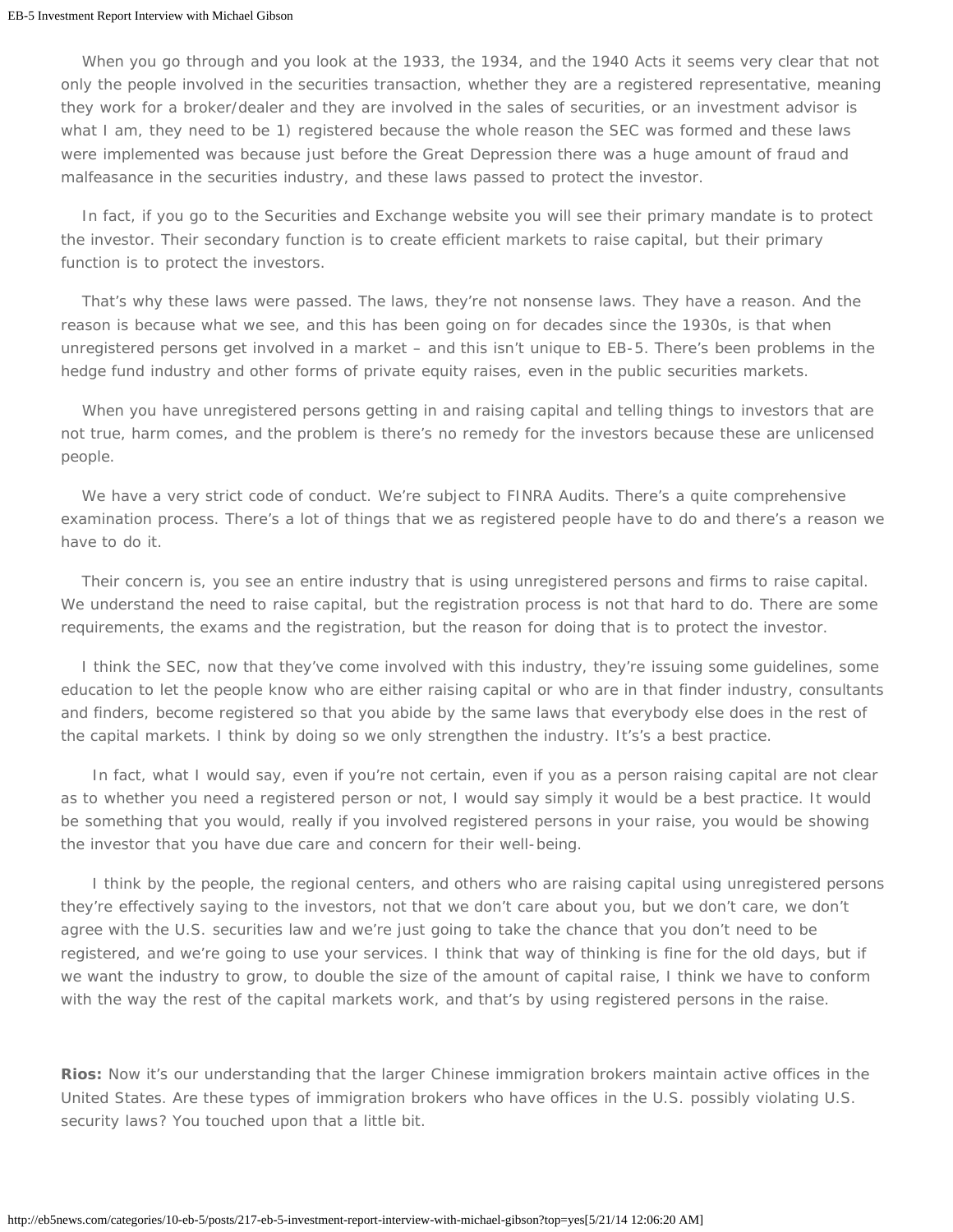When you go through and you look at the 1933, the 1934, and the 1940 Acts it seems very clear that not only the people involved in the securities transaction, whether they are a registered representative, meaning they work for a broker/dealer and they are involved in the sales of securities, or an investment advisor is what I am, they need to be 1) registered because the whole reason the SEC was formed and these laws were implemented was because just before the Great Depression there was a huge amount of fraud and malfeasance in the securities industry, and these laws passed to protect the investor.

In fact, if you go to the Securities and Exchange website you will see their primary mandate is to protect the investor. Their secondary function is to create efficient markets to raise capital, but their primary function is to protect the investors.

That's why these laws were passed. The laws, they're not nonsense laws. They have a reason. And the reason is because what we see, and this has been going on for decades since the 1930s, is that when unregistered persons get involved in a market – and this isn't unique to EB-5. There's been problems in the hedge fund industry and other forms of private equity raises, even in the public securities markets.

When you have unregistered persons getting in and raising capital and telling things to investors that are not true, harm comes, and the problem is there's no remedy for the investors because these are unlicensed people.

We have a very strict code of conduct. We're subject to FINRA Audits. There's a quite comprehensive examination process. There's a lot of things that we as registered people have to do and there's a reason we have to do it.

Their concern is, you see an entire industry that is using unregistered persons and firms to raise capital. We understand the need to raise capital, but the registration process is not that hard to do. There are some requirements, the exams and the registration, but the reason for doing that is to protect the investor.

I think the SEC, now that they've come involved with this industry, they're issuing some guidelines, some education to let the people know who are either raising capital or who are in that finder industry, consultants and finders, become registered so that you abide by the same laws that everybody else does in the rest of the capital markets. I think by doing so we only strengthen the industry. It's's a best practice.

In fact, what I would say, even if you're not certain, even if you as a person raising capital are not clear as to whether you need a registered person or not, I would say simply it would be a best practice. It would be something that you would, really if you involved registered persons in your raise, you would be showing the investor that you have due care and concern for their well-being.

I think by the people, the regional centers, and others who are raising capital using unregistered persons they're effectively saying to the investors, not that we don't care about you, but we don't care, we don't agree with the U.S. securities law and we're just going to take the chance that you don't need to be registered, and we're going to use your services. I think that way of thinking is fine for the old days, but if we want the industry to grow, to double the size of the amount of capital raise, I think we have to conform with the way the rest of the capital markets work, and that's by using registered persons in the raise.

**Rios:** Now it's our understanding that the larger Chinese immigration brokers maintain active offices in the United States. Are these types of immigration brokers who have offices in the U.S. possibly violating U.S. security laws? You touched upon that a little bit.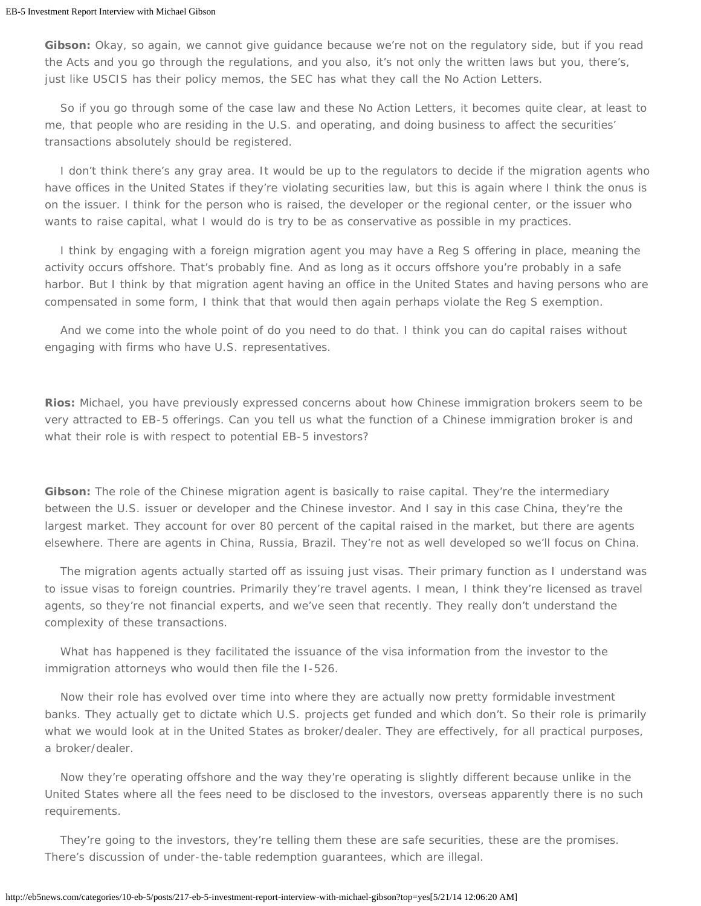**Gibson:** Okay, so again, we cannot give guidance because we're not on the regulatory side, but if you read the Acts and you go through the regulations, and you also, it's not only the written laws but you, there's, just like USCIS has their policy memos, the SEC has what they call the No Action Letters.

So if you go through some of the case law and these No Action Letters, it becomes quite clear, at least to me, that people who are residing in the U.S. and operating, and doing business to affect the securities' transactions absolutely should be registered.

I don't think there's any gray area. It would be up to the regulators to decide if the migration agents who have offices in the United States if they're violating securities law, but this is again where I think the onus is on the issuer. I think for the person who is raised, the developer or the regional center, or the issuer who wants to raise capital, what I would do is try to be as conservative as possible in my practices.

I think by engaging with a foreign migration agent you may have a Reg S offering in place, meaning the activity occurs offshore. That's probably fine. And as long as it occurs offshore you're probably in a safe harbor. But I think by that migration agent having an office in the United States and having persons who are compensated in some form, I think that that would then again perhaps violate the Reg S exemption.

And we come into the whole point of do you need to do that. I think you can do capital raises without engaging with firms who have U.S. representatives.

**Rios:** Michael, you have previously expressed concerns about how Chinese immigration brokers seem to be very attracted to EB-5 offerings. Can you tell us what the function of a Chinese immigration broker is and what their role is with respect to potential EB-5 investors?

**Gibson:** The role of the Chinese migration agent is basically to raise capital. They're the intermediary between the U.S. issuer or developer and the Chinese investor. And I say in this case China, they're the largest market. They account for over 80 percent of the capital raised in the market, but there are agents elsewhere. There are agents in China, Russia, Brazil. They're not as well developed so we'll focus on China.

The migration agents actually started off as issuing just visas. Their primary function as I understand was to issue visas to foreign countries. Primarily they're travel agents. I mean, I think they're licensed as travel agents, so they're not financial experts, and we've seen that recently. They really don't understand the complexity of these transactions.

What has happened is they facilitated the issuance of the visa information from the investor to the immigration attorneys who would then file the I-526.

Now their role has evolved over time into where they are actually now pretty formidable investment banks. They actually get to dictate which U.S. projects get funded and which don't. So their role is primarily what we would look at in the United States as broker/dealer. They are effectively, for all practical purposes, a broker/dealer.

Now they're operating offshore and the way they're operating is slightly different because unlike in the United States where all the fees need to be disclosed to the investors, overseas apparently there is no such requirements.

They're going to the investors, they're telling them these are safe securities, these are the promises. There's discussion of under-the-table redemption guarantees, which are illegal.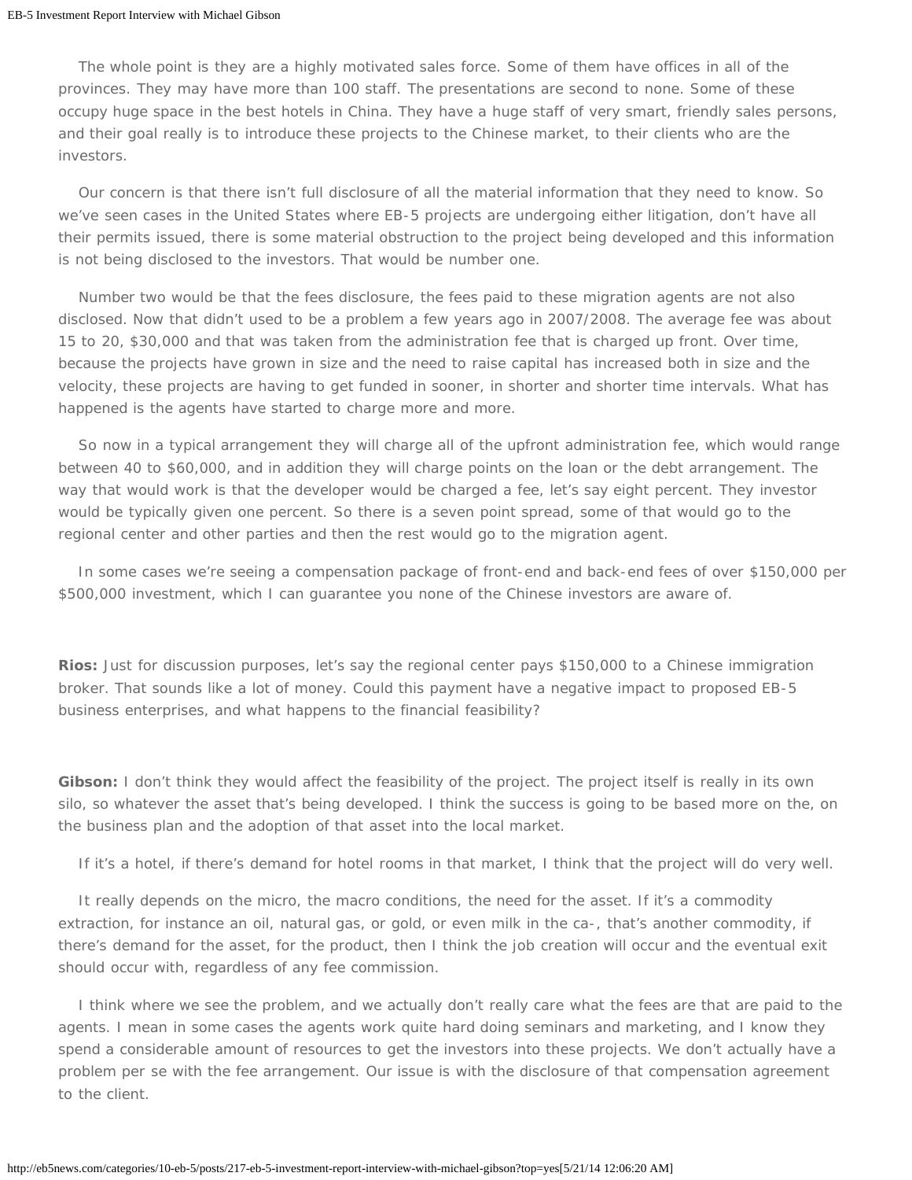The whole point is they are a highly motivated sales force. Some of them have offices in all of the provinces. They may have more than 100 staff. The presentations are second to none. Some of these occupy huge space in the best hotels in China. They have a huge staff of very smart, friendly sales persons, and their goal really is to introduce these projects to the Chinese market, to their clients who are the investors.

Our concern is that there isn't full disclosure of all the material information that they need to know. So we've seen cases in the United States where EB-5 projects are undergoing either litigation, don't have all their permits issued, there is some material obstruction to the project being developed and this information is not being disclosed to the investors. That would be number one.

Number two would be that the fees disclosure, the fees paid to these migration agents are not also disclosed. Now that didn't used to be a problem a few years ago in 2007/2008. The average fee was about 15 to 20, $30,000 and that was taken from the administration fee that is charged up front. Over time, because the projects have grown in size and the need to raise capital has increased both in size and the velocity, these projects are having to get funded in sooner, in shorter and shorter time intervals. What has happened is the agents have started to charge more and more.

So now in a typical arrangement they will charge all of the upfront administration fee, which would range between 40 to $60,000, and in addition they will charge points on the loan or the debt arrangement. The way that would work is that the developer would be charged a fee, let's say eight percent. They investor would be typically given one percent. So there is a seven point spread, some of that would go to the regional center and other parties and then the rest would go to the migration agent.

In some cases we're seeing a compensation package of front-end and back-end fees of over $150,000 per $500,000 investment, which I can guarantee you none of the Chinese investors are aware of.

**Rios:** Just for discussion purposes, let's say the regional center pays $150,000 to a Chinese immigration broker. That sounds like a lot of money. Could this payment have a negative impact to proposed EB-5 business enterprises, and what happens to the financial feasibility?

**Gibson:** I don't think they would affect the feasibility of the project. The project itself is really in its own silo, so whatever the asset that's being developed. I think the success is going to be based more on the, on the business plan and the adoption of that asset into the local market.

If it's a hotel, if there's demand for hotel rooms in that market, I think that the project will do very well.

It really depends on the micro, the macro conditions, the need for the asset. If it's a commodity extraction, for instance an oil, natural gas, or gold, or even milk in the ca-, that's another commodity, if there's demand for the asset, for the product, then I think the job creation will occur and the eventual exit should occur with, regardless of any fee commission.

I think where we see the problem, and we actually don't really care what the fees are that are paid to the agents. I mean in some cases the agents work quite hard doing seminars and marketing, and I know they spend a considerable amount of resources to get the investors into these projects. We don't actually have a problem per se with the fee arrangement. Our issue is with the disclosure of that compensation agreement to the client.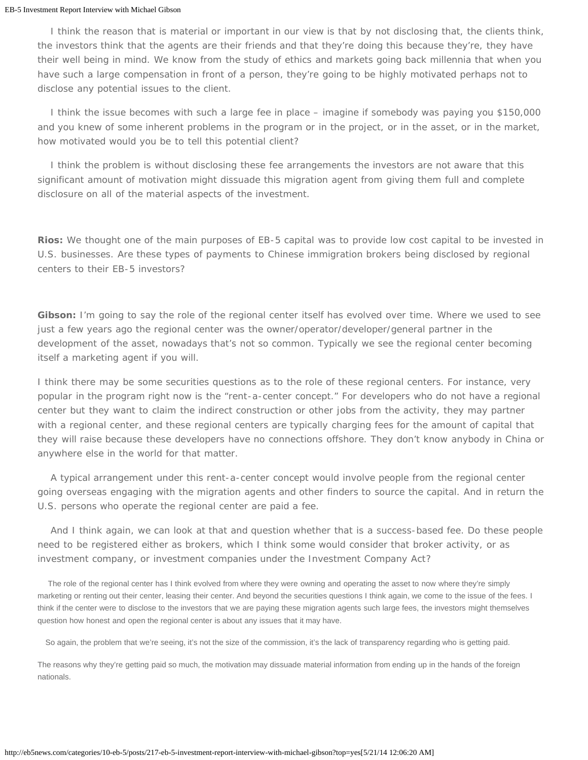I think the reason that is material or important in our view is that by not disclosing that, the clients think, the investors think that the agents are their friends and that they're doing this because they're, they have their well being in mind. We know from the study of ethics and markets going back millennia that when you have such a large compensation in front of a person, they're going to be highly motivated perhaps not to disclose any potential issues to the client.

I think the issue becomes with such a large fee in place – imagine if somebody was paying you $150,000 and you knew of some inherent problems in the program or in the project, or in the asset, or in the market, how motivated would you be to tell this potential client?

I think the problem is without disclosing these fee arrangements the investors are not aware that this significant amount of motivation might dissuade this migration agent from giving them full and complete disclosure on all of the material aspects of the investment.

**Rios:** We thought one of the main purposes of EB-5 capital was to provide low cost capital to be invested in U.S. businesses. Are these types of payments to Chinese immigration brokers being disclosed by regional centers to their EB-5 investors?

**Gibson:** I'm going to say the role of the regional center itself has evolved over time. Where we used to see just a few years ago the regional center was the owner/operator/developer/general partner in the development of the asset, nowadays that's not so common. Typically we see the regional center becoming itself a marketing agent if you will.

I think there may be some securities questions as to the role of these regional centers. For instance, very popular in the program right now is the "rent-a-center concept." For developers who do not have a regional center but they want to claim the indirect construction or other jobs from the activity, they may partner with a regional center, and these regional centers are typically charging fees for the amount of capital that they will raise because these developers have no connections offshore. They don't know anybody in China or anywhere else in the world for that matter.

A typical arrangement under this rent-a-center concept would involve people from the regional center going overseas engaging with the migration agents and other finders to source the capital. And in return the U.S. persons who operate the regional center are paid a fee.

And I think again, we can look at that and question whether that is a success-based fee. Do these people need to be registered either as brokers, which I think some would consider that broker activity, or as investment company, or investment companies under the Investment Company Act?

The role of the regional center has I think evolved from where they were owning and operating the asset to now where they're simply marketing or renting out their center, leasing their center. And beyond the securities questions I think again, we come to the issue of the fees. I think if the center were to disclose to the investors that we are paying these migration agents such large fees, the investors might themselves question how honest and open the regional center is about any issues that it may have.

So again, the problem that we're seeing, it's not the size of the commission, it's the lack of transparency regarding who is getting paid.

The reasons why they're getting paid so much, the motivation may dissuade material information from ending up in the hands of the foreign nationals.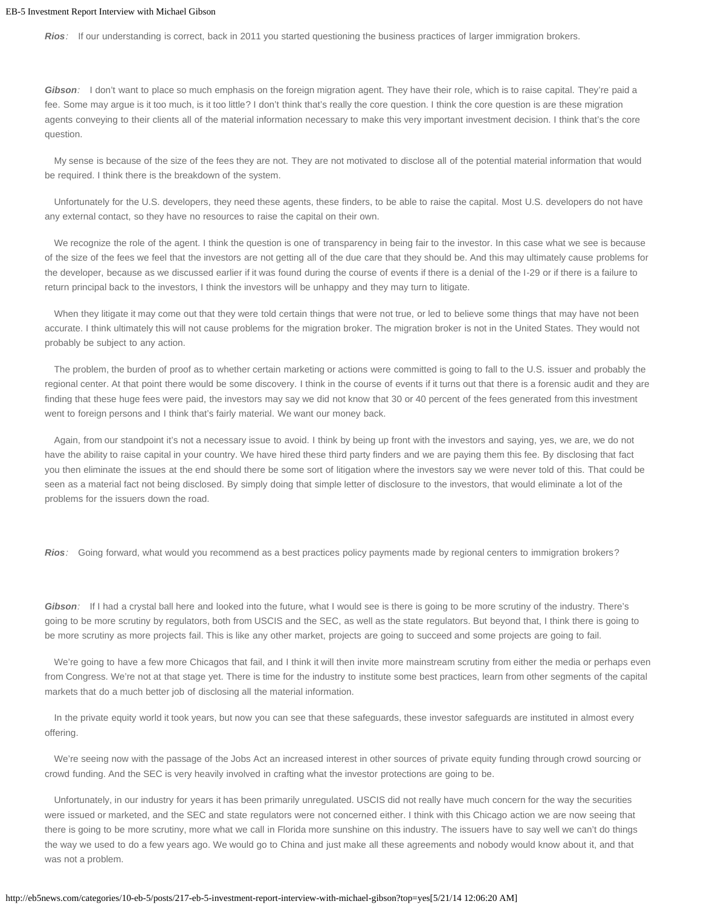***Rios**:* If our understanding is correct, back in 2011 you started questioning the business practices of larger immigration brokers.

***Gibson**:* I don't want to place so much emphasis on the foreign migration agent. They have their role, which is to raise capital. They're paid a fee. Some may argue is it too much, is it too little? I don't think that's really the core question. I think the core question is are these migration agents conveying to their clients all of the material information necessary to make this very important investment decision. I think that's the core question.

My sense is because of the size of the fees they are not. They are not motivated to disclose all of the potential material information that would be required. I think there is the breakdown of the system.

Unfortunately for the U.S. developers, they need these agents, these finders, to be able to raise the capital. Most U.S. developers do not have any external contact, so they have no resources to raise the capital on their own.

We recognize the role of the agent. I think the question is one of transparency in being fair to the investor. In this case what we see is because of the size of the fees we feel that the investors are not getting all of the due care that they should be. And this may ultimately cause problems for the developer, because as we discussed earlier if it was found during the course of events if there is a denial of the I-29 or if there is a failure to return principal back to the investors, I think the investors will be unhappy and they may turn to litigate.

When they litigate it may come out that they were told certain things that were not true, or led to believe some things that may have not been accurate. I think ultimately this will not cause problems for the migration broker. The migration broker is not in the United States. They would not probably be subject to any action.

The problem, the burden of proof as to whether certain marketing or actions were committed is going to fall to the U.S. issuer and probably the regional center. At that point there would be some discovery. I think in the course of events if it turns out that there is a forensic audit and they are finding that these huge fees were paid, the investors may say we did not know that 30 or 40 percent of the fees generated from this investment went to foreign persons and I think that's fairly material. We want our money back.

Again, from our standpoint it's not a necessary issue to avoid. I think by being up front with the investors and saying, yes, we are, we do not have the ability to raise capital in your country. We have hired these third party finders and we are paying them this fee. By disclosing that fact you then eliminate the issues at the end should there be some sort of litigation where the investors say we were never told of this. That could be seen as a material fact not being disclosed. By simply doing that simple letter of disclosure to the investors, that would eliminate a lot of the problems for the issuers down the road.

***Rios**:* Going forward, what would you recommend as a best practices policy payments made by regional centers to immigration brokers?

***Gibson**:* If I had a crystal ball here and looked into the future, what I would see is there is going to be more scrutiny of the industry. There's going to be more scrutiny by regulators, both from USCIS and the SEC, as well as the state regulators. But beyond that, I think there is going to be more scrutiny as more projects fail. This is like any other market, projects are going to succeed and some projects are going to fail.

We're going to have a few more Chicagos that fail, and I think it will then invite more mainstream scrutiny from either the media or perhaps even from Congress. We're not at that stage yet. There is time for the industry to institute some best practices, learn from other segments of the capital markets that do a much better job of disclosing all the material information.

In the private equity world it took years, but now you can see that these safeguards, these investor safeguards are instituted in almost every offering.

We're seeing now with the passage of the Jobs Act an increased interest in other sources of private equity funding through crowd sourcing or crowd funding. And the SEC is very heavily involved in crafting what the investor protections are going to be.

Unfortunately, in our industry for years it has been primarily unregulated. USCIS did not really have much concern for the way the securities were issued or marketed, and the SEC and state regulators were not concerned either. I think with this Chicago action we are now seeing that there is going to be more scrutiny, more what we call in Florida more sunshine on this industry. The issuers have to say well we can't do things the way we used to do a few years ago. We would go to China and just make all these agreements and nobody would know about it, and that was not a problem.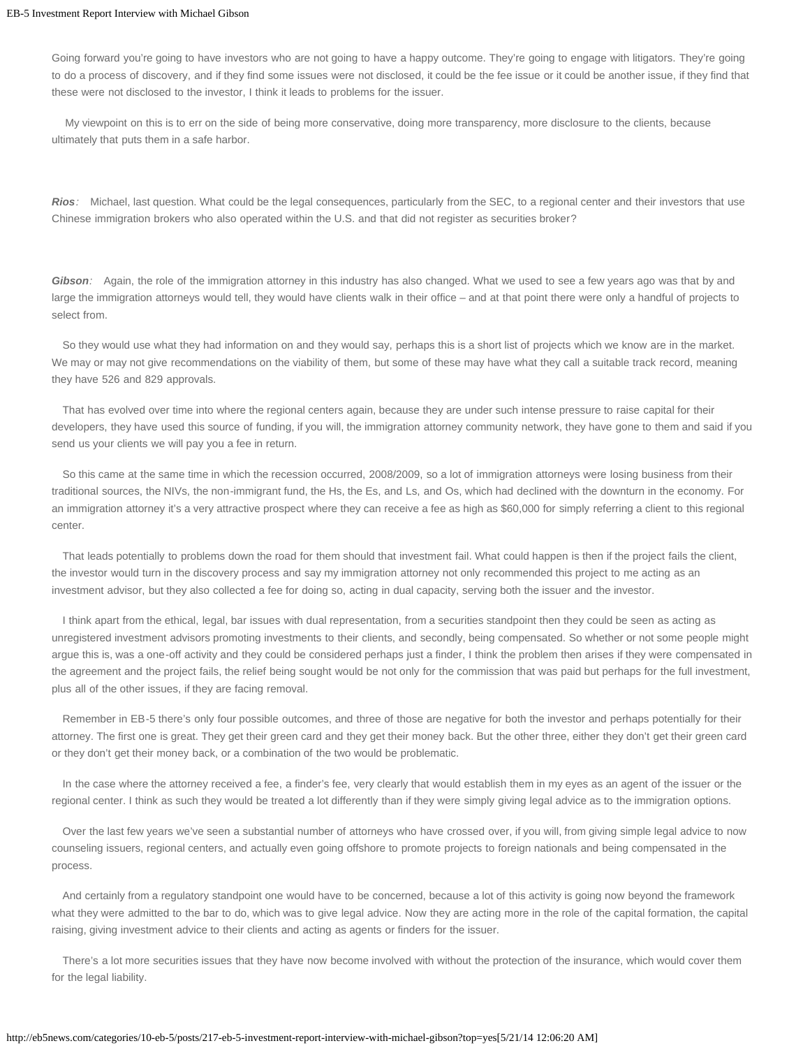Going forward you're going to have investors who are not going to have a happy outcome. They're going to engage with litigators. They're going to do a process of discovery, and if they find some issues were not disclosed, it could be the fee issue or it could be another issue, if they find that these were not disclosed to the investor, I think it leads to problems for the issuer.

My viewpoint on this is to err on the side of being more conservative, doing more transparency, more disclosure to the clients, because ultimately that puts them in a safe harbor.

***Rios:*** Michael, last question. What could be the legal consequences, particularly from the SEC, to a regional center and their investors that use Chinese immigration brokers who also operated within the U.S. and that did not register as securities broker?

***Gibson:*** Again, the role of the immigration attorney in this industry has also changed. What we used to see a few years ago was that by and large the immigration attorneys would tell, they would have clients walk in their office – and at that point there were only a handful of projects to select from.

So they would use what they had information on and they would say, perhaps this is a short list of projects which we know are in the market. We may or may not give recommendations on the viability of them, but some of these may have what they call a suitable track record, meaning they have 526 and 829 approvals.

That has evolved over time into where the regional centers again, because they are under such intense pressure to raise capital for their developers, they have used this source of funding, if you will, the immigration attorney community network, they have gone to them and said if you send us your clients we will pay you a fee in return.

So this came at the same time in which the recession occurred, 2008/2009, so a lot of immigration attorneys were losing business from their traditional sources, the NIVs, the non-immigrant fund, the Hs, the Es, and Ls, and Os, which had declined with the downturn in the economy. For an immigration attorney it's a very attractive prospect where they can receive a fee as high as $60,000 for simply referring a client to this regional center.

That leads potentially to problems down the road for them should that investment fail. What could happen is then if the project fails the client, the investor would turn in the discovery process and say my immigration attorney not only recommended this project to me acting as an investment advisor, but they also collected a fee for doing so, acting in dual capacity, serving both the issuer and the investor.

I think apart from the ethical, legal, bar issues with dual representation, from a securities standpoint then they could be seen as acting as unregistered investment advisors promoting investments to their clients, and secondly, being compensated. So whether or not some people might argue this is, was a one-off activity and they could be considered perhaps just a finder, I think the problem then arises if they were compensated in the agreement and the project fails, the relief being sought would be not only for the commission that was paid but perhaps for the full investment, plus all of the other issues, if they are facing removal.

Remember in EB-5 there's only four possible outcomes, and three of those are negative for both the investor and perhaps potentially for their attorney. The first one is great. They get their green card and they get their money back. But the other three, either they don't get their green card or they don't get their money back, or a combination of the two would be problematic.

In the case where the attorney received a fee, a finder's fee, very clearly that would establish them in my eyes as an agent of the issuer or the regional center. I think as such they would be treated a lot differently than if they were simply giving legal advice as to the immigration options.

Over the last few years we've seen a substantial number of attorneys who have crossed over, if you will, from giving simple legal advice to now counseling issuers, regional centers, and actually even going offshore to promote projects to foreign nationals and being compensated in the process.

And certainly from a regulatory standpoint one would have to be concerned, because a lot of this activity is going now beyond the framework what they were admitted to the bar to do, which was to give legal advice. Now they are acting more in the role of the capital formation, the capital raising, giving investment advice to their clients and acting as agents or finders for the issuer.

There's a lot more securities issues that they have now become involved with without the protection of the insurance, which would cover them for the legal liability.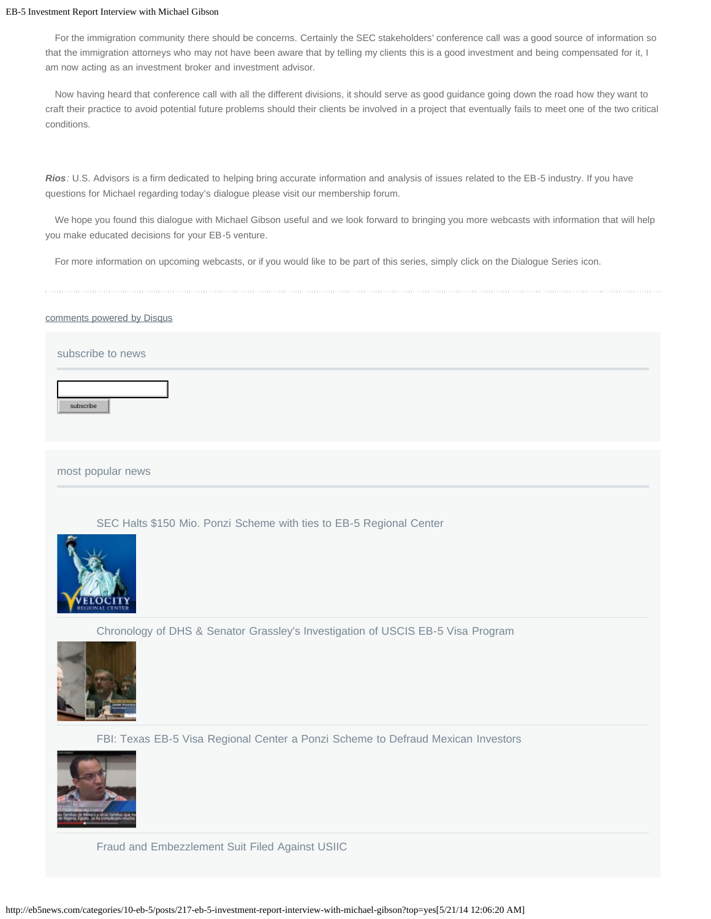For the immigration community there should be concerns. Certainly the SEC stakeholders' conference call was a good source of information so that the immigration attorneys who may not have been aware that by telling my clients this is a good investment and being compensated for it, I am now acting as an investment broker and investment advisor.

Now having heard that conference call with all the different divisions, it should serve as good guidance going down the road how they want to craft their practice to avoid potential future problems should their clients be involved in a project that eventually fails to meet one of the two critical conditions.

***Rios**:* U.S. Advisors is a firm dedicated to helping bring accurate information and analysis of issues related to the EB-5 industry. If you have questions for Michael regarding today's dialogue please visit our membership forum.

We hope you found this dialogue with Michael Gibson useful and we look forward to bringing you more webcasts with information that will help you make educated decisions for your EB-5 venture.

For more information on upcoming webcasts, or if you would like to be part of this series, simply click on the Dialogue Series icon.

comments powered by Disqus

subscribe to news

subscribe

most popular news

SEC Halts $150 Mio. Ponzi Scheme with ties to EB-5 Regional Center

Chronology of DHS & Senator Grassley's Investigation of USCIS EB-5 Visa Program

FBI: Texas EB-5 Visa Regional Center a Ponzi Scheme to Defraud Mexican Investors

Fraud and Embezzlement Suit Filed Against USIIC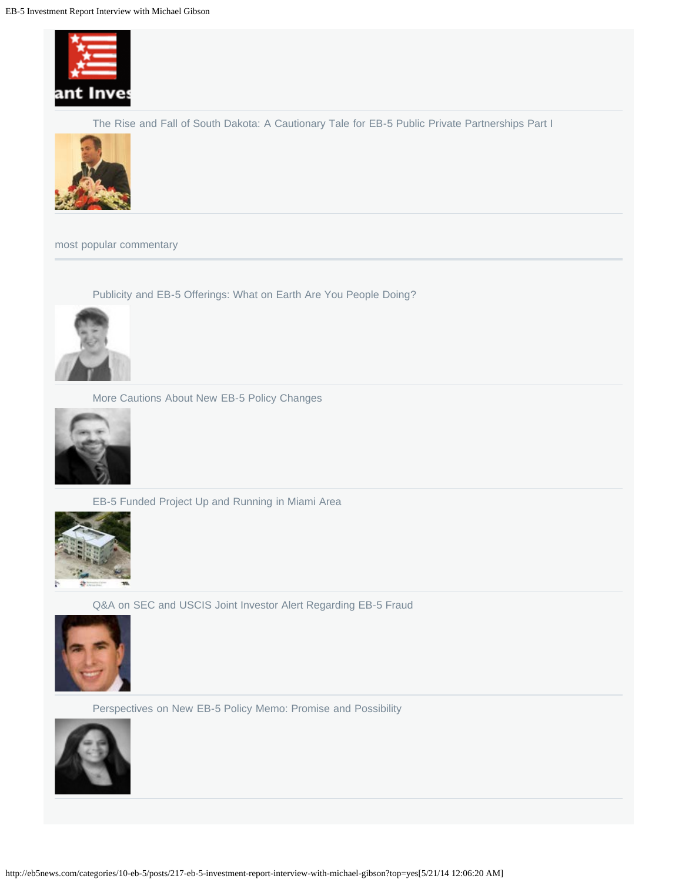The Rise and Fall of South Dakota: A Cautionary Tale for EB-5 Public Private Partnerships Part I

most popular commentary

Publicity and EB-5 Offerings: What on Earth Are You People Doing?

More Cautions About New EB-5 Policy Changes

EB-5 Funded Project Up and Running in Miami Area

Q&A on SEC and USCIS Joint Investor Alert Regarding EB-5 Fraud

Perspectives on New EB-5 Policy Memo: Promise and Possibility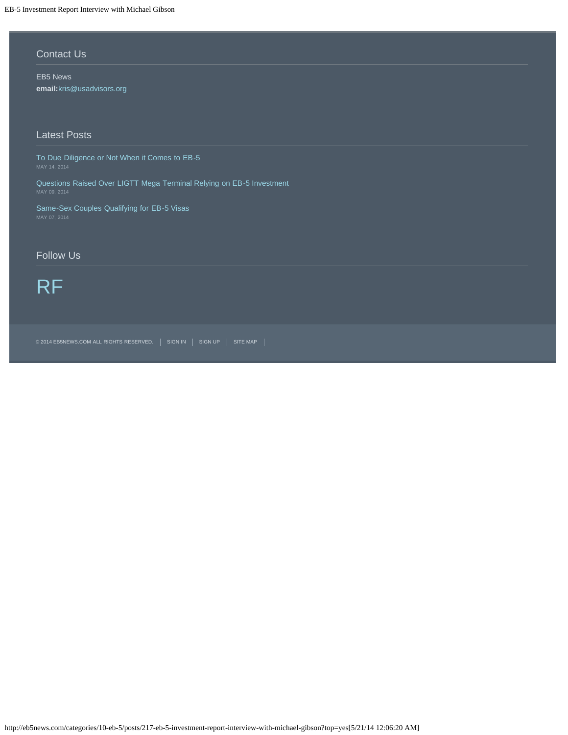## Contact Us

EB5 News
**email:**kris@usadvisors.org

## Latest Posts

To Due Diligence or Not When it Comes to EB-5
MAY 14, 2014

Questions Raised Over LIGTT Mega Terminal Relying on EB-5 Investment
MAY 09, 2014

Same-Sex Couples Qualifying for EB-5 Visas
MAY 07, 2014

## Follow Us

RF

© 2014 EB5NEWS.COM ALL RIGHTS RESERVED. | SIGN IN | SIGN UP | SITE MAP |